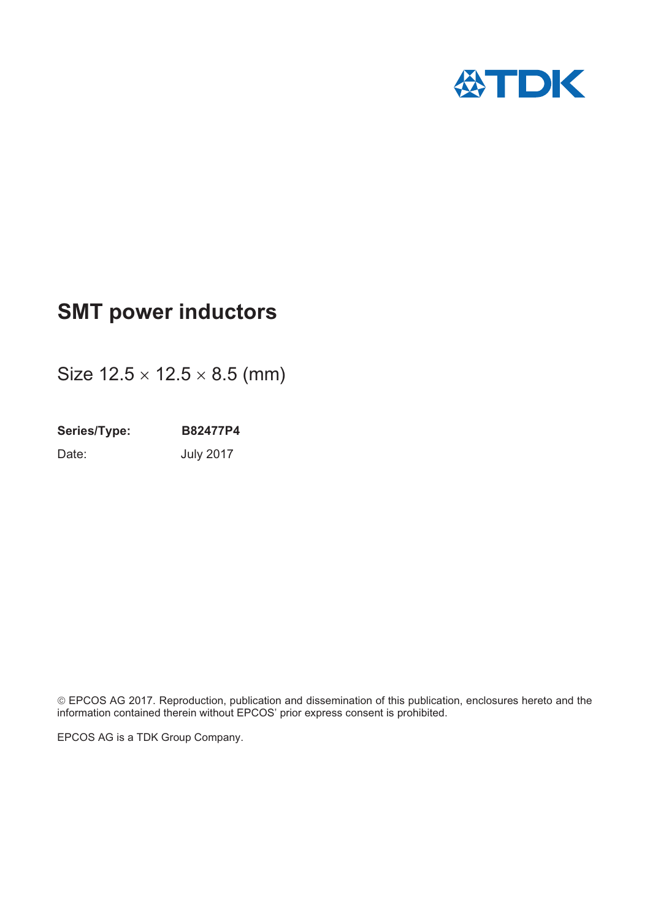# SMT power inductors

Size 12.5 × 12.5 × 8.5 (mm)

**Series/Type:** **B82477P4**

Date: July 2017

© EPCOS AG 2017. Reproduction, publication and dissemination of this publication, enclosures hereto and the information contained therein without EPCOS' prior express consent is prohibited.

EPCOS AG is a TDK Group Company.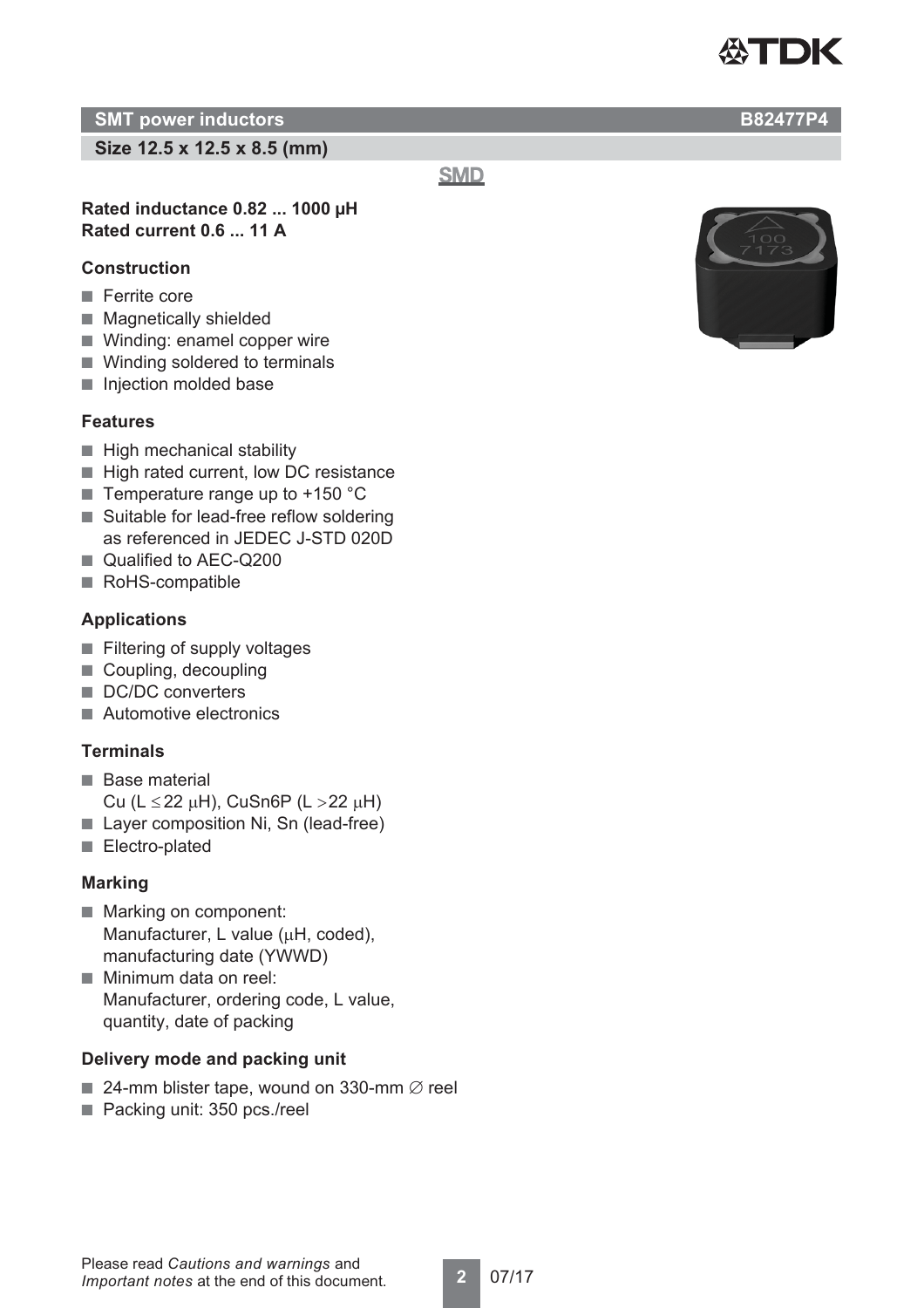## SMT power inductors B82477P4

### Size 12.5 x 12.5 x 8.5 (mm)

SMD

**Rated inductance 0.82 ... 1000 µH**
**Rated current 0.6 ... 11 A**

### Construction

- Ferrite core
- Magnetically shielded
- Winding: enamel copper wire
- Winding soldered to terminals
- Injection molded base

### Features

- High mechanical stability
- High rated current, low DC resistance
- Temperature range up to +150 °C
- Suitable for lead-free reflow soldering as referenced in JEDEC J-STD 020D
- Qualified to AEC-Q200
- RoHS-compatible

### Applications

- Filtering of supply voltages
- Coupling, decoupling
- DC/DC converters
- Automotive electronics

### Terminals

- Base material Cu (L ≤ 22 µH), CuSn6P (L > 22 µH)
- Layer composition Ni, Sn (lead-free)
- Electro-plated

### Marking

- Marking on component: Manufacturer, L value (µH, coded), manufacturing date (YWWD)
- Minimum data on reel: Manufacturer, ordering code, L value, quantity, date of packing

### Delivery mode and packing unit

- 24-mm blister tape, wound on 330-mm ∅ reel
- Packing unit: 350 pcs./reel

Please read *Cautions and warnings* and *Important notes* at the end of this document.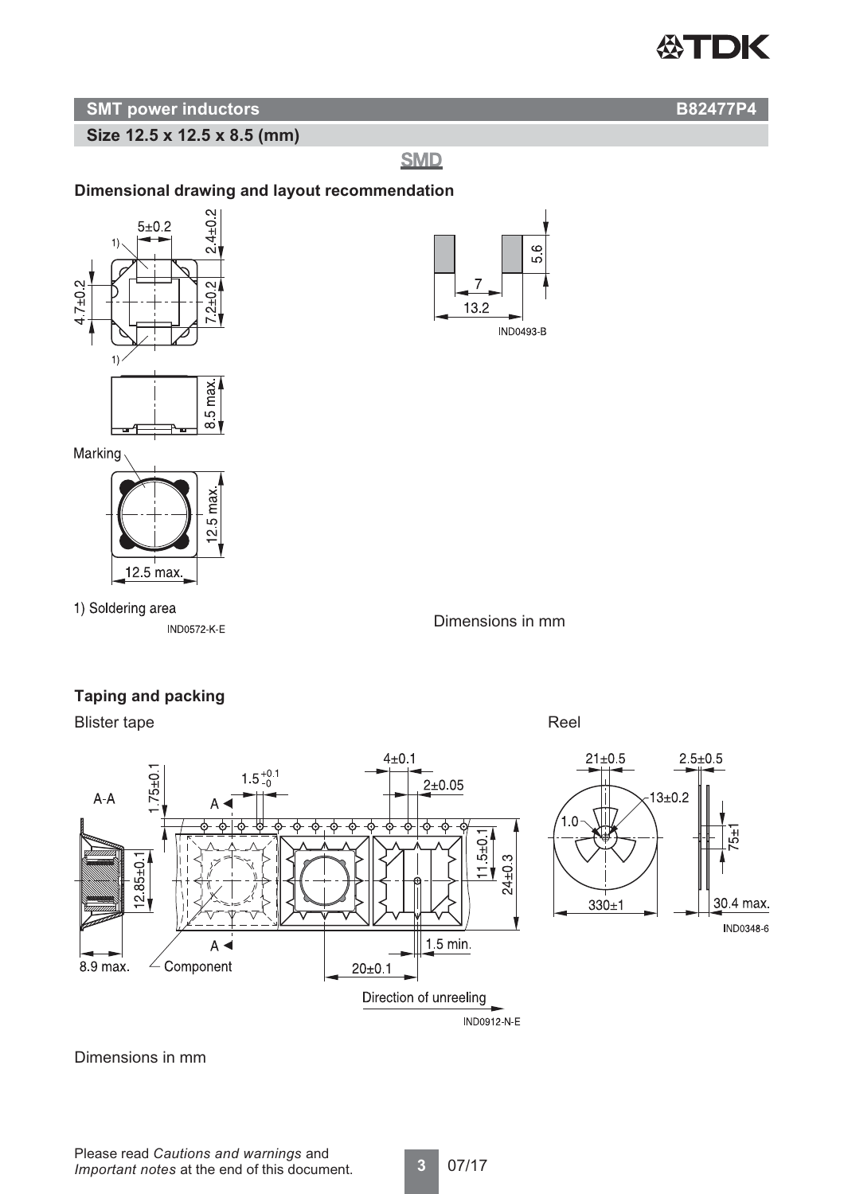## SMT power inductors

**Size 12.5 x 12.5 x 8.5 (mm)**

SMD

### Dimensional drawing and layout recommendation

1) Soldering area

IND0572-K-E

IND0493-B

Dimensions in mm

### Taping and packing

Blister tape

Reel

IND0912-N-E

IND0348-6

Dimensions in mm

Please read *Cautions and warnings* and *Important notes* at the end of this document.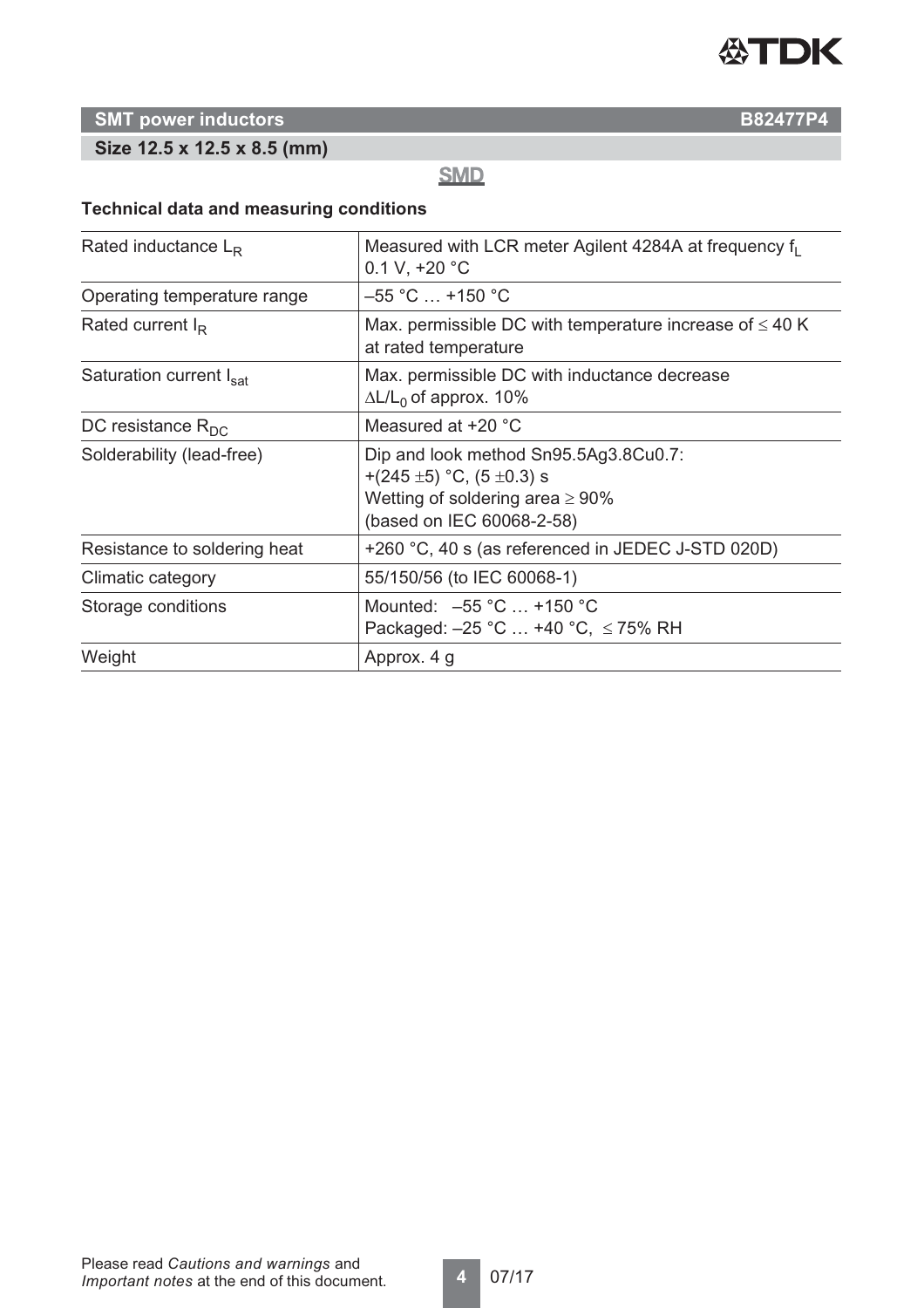## SMT power inductors B82477P4

**Size 12.5 x 12.5 x 8.5 (mm)**

SMD

### Technical data and measuring conditions

| | |
|---|---|
| Rated inductance $L_R$ | Measured with LCR meter Agilent 4284A at frequency $f_L$ 0.1 V, +20 °C |
| Operating temperature range | –55 °C … +150 °C |
| Rated current $I_R$ | Max. permissible DC with temperature increase of ≤ 40 K at rated temperature |
| Saturation current $I_{sat}$ | Max. permissible DC with inductance decrease $\Delta L/L_0$ of approx. 10% |
| DC resistance $R_{DC}$ | Measured at +20 °C |
| Solderability (lead-free) | Dip and look method Sn95.5Ag3.8Cu0.7: +(245 ±5) °C, (5 ±0.3) s Wetting of soldering area ≥ 90% (based on IEC 60068-2-58) |
| Resistance to soldering heat | +260 °C, 40 s (as referenced in JEDEC J-STD 020D) |
| Climatic category | 55/150/56 (to IEC 60068-1) |
| Storage conditions | Mounted: –55 °C … +150 °C Packaged: –25 °C … +40 °C, ≤ 75% RH |
| Weight | Approx. 4 g |

Please read *Cautions and warnings* and *Important notes* at the end of this document.

07/17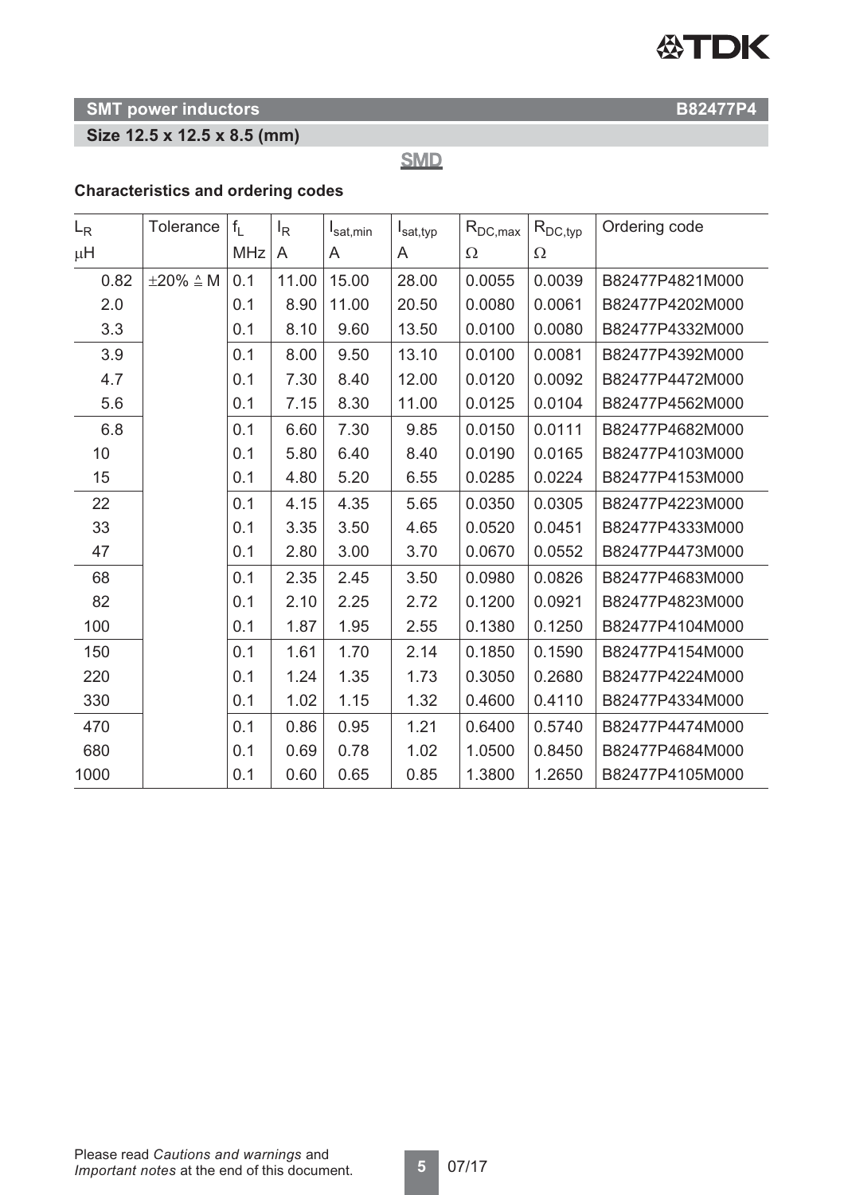## SMT power inductors

**B82477P4**

**Size 12.5 x 12.5 x 8.5 (mm)**

SMD

### Characteristics and ordering codes

| $L_R$ µH | Tolerance | $f_L$ MHz | $I_R$ A | $I_{sat,min}$ A | $I_{sat,typ}$ A | $R_{DC,max}$ Ω | $R_{DC,typ}$ Ω | Ordering code |
|---|---|---|---|---|---|---|---|---|
| 0.82 | ±20% ≙ M | 0.1 | 11.00 | 15.00 | 28.00 | 0.0055 | 0.0039 | B82477P4821M000 |
| 2.0 | | 0.1 | 8.90 | 11.00 | 20.50 | 0.0080 | 0.0061 | B82477P4202M000 |
| 3.3 | | 0.1 | 8.10 | 9.60 | 13.50 | 0.0100 | 0.0080 | B82477P4332M000 |
| 3.9 | | 0.1 | 8.00 | 9.50 | 13.10 | 0.0100 | 0.0081 | B82477P4392M000 |
| 4.7 | | 0.1 | 7.30 | 8.40 | 12.00 | 0.0120 | 0.0092 | B82477P4472M000 |
| 5.6 | | 0.1 | 7.15 | 8.30 | 11.00 | 0.0125 | 0.0104 | B82477P4562M000 |
| 6.8 | | 0.1 | 6.60 | 7.30 | 9.85 | 0.0150 | 0.0111 | B82477P4682M000 |
| 10 | | 0.1 | 5.80 | 6.40 | 8.40 | 0.0190 | 0.0165 | B82477P4103M000 |
| 15 | | 0.1 | 4.80 | 5.20 | 6.55 | 0.0285 | 0.0224 | B82477P4153M000 |
| 22 | | 0.1 | 4.15 | 4.35 | 5.65 | 0.0350 | 0.0305 | B82477P4223M000 |
| 33 | | 0.1 | 3.35 | 3.50 | 4.65 | 0.0520 | 0.0451 | B82477P4333M000 |
| 47 | | 0.1 | 2.80 | 3.00 | 3.70 | 0.0670 | 0.0552 | B82477P4473M000 |
| 68 | | 0.1 | 2.35 | 2.45 | 3.50 | 0.0980 | 0.0826 | B82477P4683M000 |
| 82 | | 0.1 | 2.10 | 2.25 | 2.72 | 0.1200 | 0.0921 | B82477P4823M000 |
| 100 | | 0.1 | 1.87 | 1.95 | 2.55 | 0.1380 | 0.1250 | B82477P4104M000 |
| 150 | | 0.1 | 1.61 | 1.70 | 2.14 | 0.1850 | 0.1590 | B82477P4154M000 |
| 220 | | 0.1 | 1.24 | 1.35 | 1.73 | 0.3050 | 0.2680 | B82477P4224M000 |
| 330 | | 0.1 | 1.02 | 1.15 | 1.32 | 0.4600 | 0.4110 | B82477P4334M000 |
| 470 | | 0.1 | 0.86 | 0.95 | 1.21 | 0.6400 | 0.5740 | B82477P4474M000 |
| 680 | | 0.1 | 0.69 | 0.78 | 1.02 | 1.0500 | 0.8450 | B82477P4684M000 |
| 1000 | | 0.1 | 0.60 | 0.65 | 0.85 | 1.3800 | 1.2650 | B82477P4105M000 |

Please read *Cautions and warnings* and *Important notes* at the end of this document.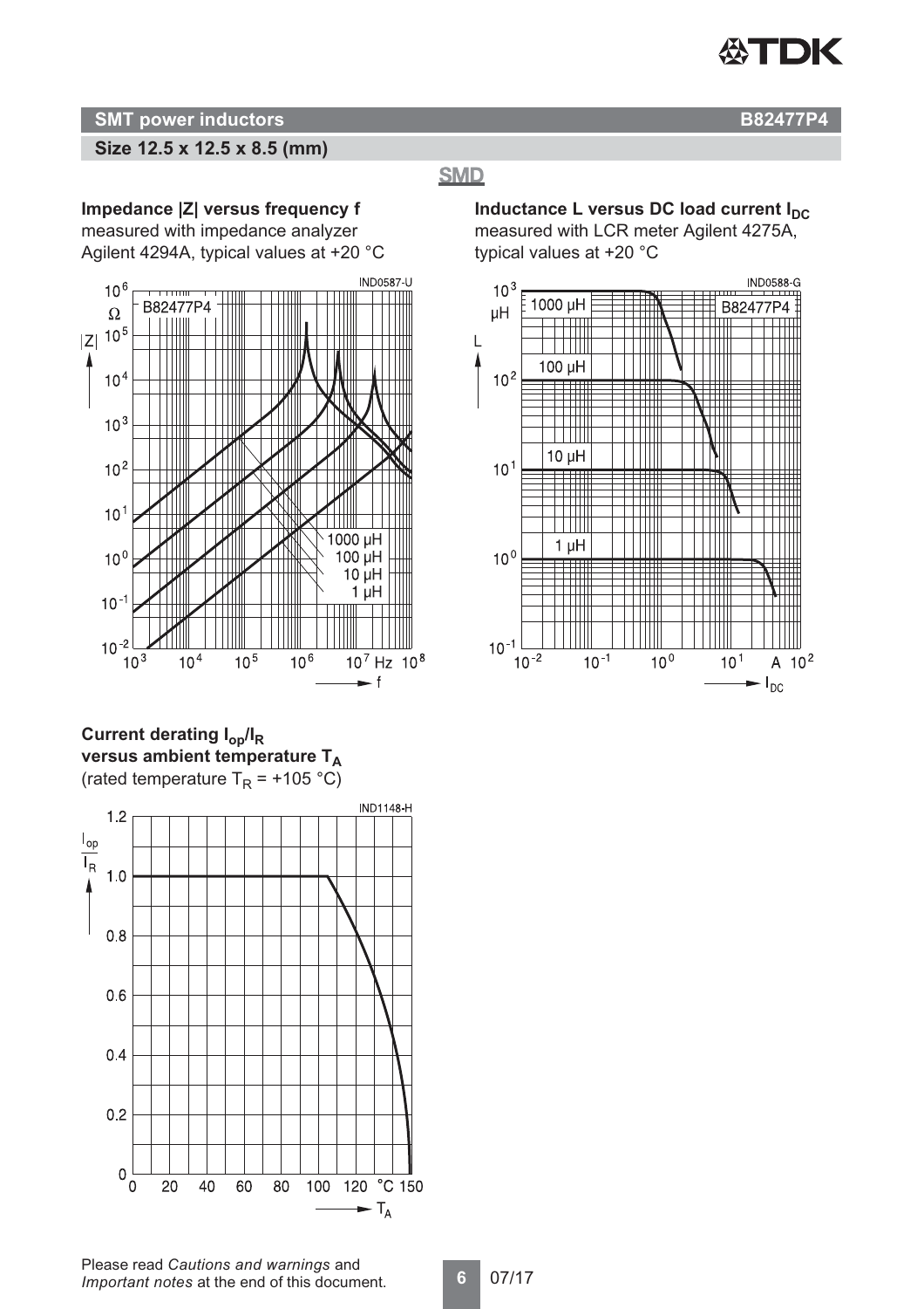## SMT power inductors — B82477P4

### Size 12.5 x 12.5 x 8.5 (mm)

**SMD**

**Impedance |Z| versus frequency f**
measured with impedance analyzer Agilent 4294A, typical values at +20 °C

**Inductance L versus DC load current $I_{DC}$**
measured with LCR meter Agilent 4275A, typical values at +20 °C

**Current derating $I_{op}/I_R$ versus ambient temperature $T_A$**
(rated temperature $T_R$ = +105 °C)

Please read *Cautions and warnings* and *Important notes* at the end of this document.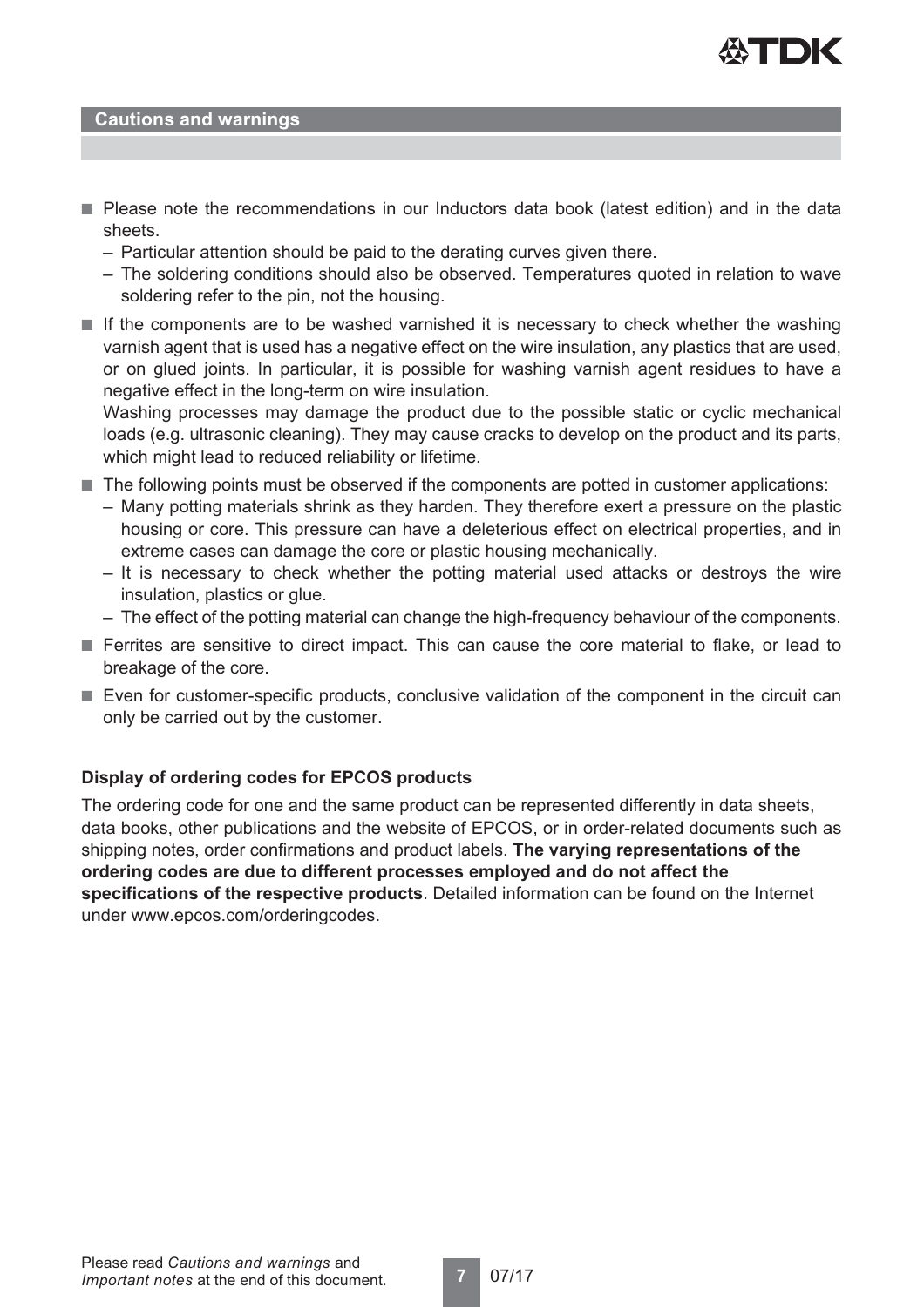## Cautions and warnings

- Please note the recommendations in our Inductors data book (latest edition) and in the data sheets.
  - Particular attention should be paid to the derating curves given there.
  - The soldering conditions should also be observed. Temperatures quoted in relation to wave soldering refer to the pin, not the housing.
- If the components are to be washed varnished it is necessary to check whether the washing varnish agent that is used has a negative effect on the wire insulation, any plastics that are used, or on glued joints. In particular, it is possible for washing varnish agent residues to have a negative effect in the long-term on wire insulation.
  Washing processes may damage the product due to the possible static or cyclic mechanical loads (e.g. ultrasonic cleaning). They may cause cracks to develop on the product and its parts, which might lead to reduced reliability or lifetime.
- The following points must be observed if the components are potted in customer applications:
  - Many potting materials shrink as they harden. They therefore exert a pressure on the plastic housing or core. This pressure can have a deleterious effect on electrical properties, and in extreme cases can damage the core or plastic housing mechanically.
  - It is necessary to check whether the potting material used attacks or destroys the wire insulation, plastics or glue.
  - The effect of the potting material can change the high-frequency behaviour of the components.
- Ferrites are sensitive to direct impact. This can cause the core material to flake, or lead to breakage of the core.
- Even for customer-specific products, conclusive validation of the component in the circuit can only be carried out by the customer.

### Display of ordering codes for EPCOS products

The ordering code for one and the same product can be represented differently in data sheets, data books, other publications and the website of EPCOS, or in order-related documents such as shipping notes, order confirmations and product labels. **The varying representations of the ordering codes are due to different processes employed and do not affect the specifications of the respective products**. Detailed information can be found on the Internet under www.epcos.com/orderingcodes.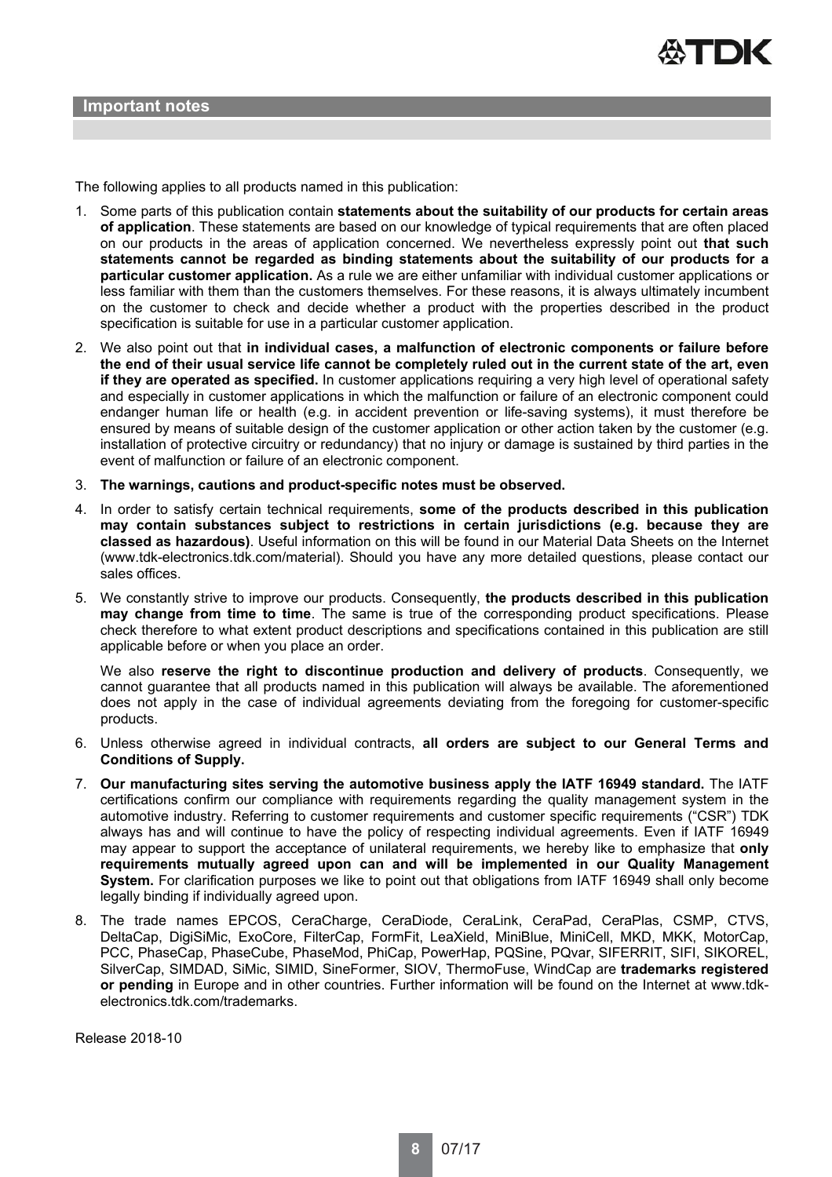## Important notes

The following applies to all products named in this publication:

1. Some parts of this publication contain **statements about the suitability of our products for certain areas of application**. These statements are based on our knowledge of typical requirements that are often placed on our products in the areas of application concerned. We nevertheless expressly point out **that such statements cannot be regarded as binding statements about the suitability of our products for a particular customer application.** As a rule we are either unfamiliar with individual customer applications or less familiar with them than the customers themselves. For these reasons, it is always ultimately incumbent on the customer to check and decide whether a product with the properties described in the product specification is suitable for use in a particular customer application.
2. We also point out that **in individual cases, a malfunction of electronic components or failure before the end of their usual service life cannot be completely ruled out in the current state of the art, even if they are operated as specified.** In customer applications requiring a very high level of operational safety and especially in customer applications in which the malfunction or failure of an electronic component could endanger human life or health (e.g. in accident prevention or life-saving systems), it must therefore be ensured by means of suitable design of the customer application or other action taken by the customer (e.g. installation of protective circuitry or redundancy) that no injury or damage is sustained by third parties in the event of malfunction or failure of an electronic component.
3. **The warnings, cautions and product-specific notes must be observed.**
4. In order to satisfy certain technical requirements, **some of the products described in this publication may contain substances subject to restrictions in certain jurisdictions (e.g. because they are classed as hazardous)**. Useful information on this will be found in our Material Data Sheets on the Internet (www.tdk-electronics.tdk.com/material). Should you have any more detailed questions, please contact our sales offices.
5. We constantly strive to improve our products. Consequently, **the products described in this publication may change from time to time**. The same is true of the corresponding product specifications. Please check therefore to what extent product descriptions and specifications contained in this publication are still applicable before or when you place an order.

   We also **reserve the right to discontinue production and delivery of products**. Consequently, we cannot guarantee that all products named in this publication will always be available. The aforementioned does not apply in the case of individual agreements deviating from the foregoing for customer-specific products.
6. Unless otherwise agreed in individual contracts, **all orders are subject to our General Terms and Conditions of Supply.**
7. **Our manufacturing sites serving the automotive business apply the IATF 16949 standard.** The IATF certifications confirm our compliance with requirements regarding the quality management system in the automotive industry. Referring to customer requirements and customer specific requirements ("CSR") TDK always has and will continue to have the policy of respecting individual agreements. Even if IATF 16949 may appear to support the acceptance of unilateral requirements, we hereby like to emphasize that **only requirements mutually agreed upon can and will be implemented in our Quality Management System.** For clarification purposes we like to point out that obligations from IATF 16949 shall only become legally binding if individually agreed upon.
8. The trade names EPCOS, CeraCharge, CeraDiode, CeraLink, CeraPad, CeraPlas, CSMP, CTVS, DeltaCap, DigiSiMic, ExoCore, FilterCap, FormFit, LeaXield, MiniBlue, MiniCell, MKD, MKK, MotorCap, PCC, PhaseCap, PhaseCube, PhaseMod, PhiCap, PowerHap, PQSine, PQvar, SIFERRIT, SIFI, SIKOREL, SilverCap, SIMDAD, SiMic, SIMID, SineFormer, SIOV, ThermoFuse, WindCap are **trademarks registered or pending** in Europe and in other countries. Further information will be found on the Internet at www.tdk-electronics.tdk.com/trademarks.

Release 2018-10